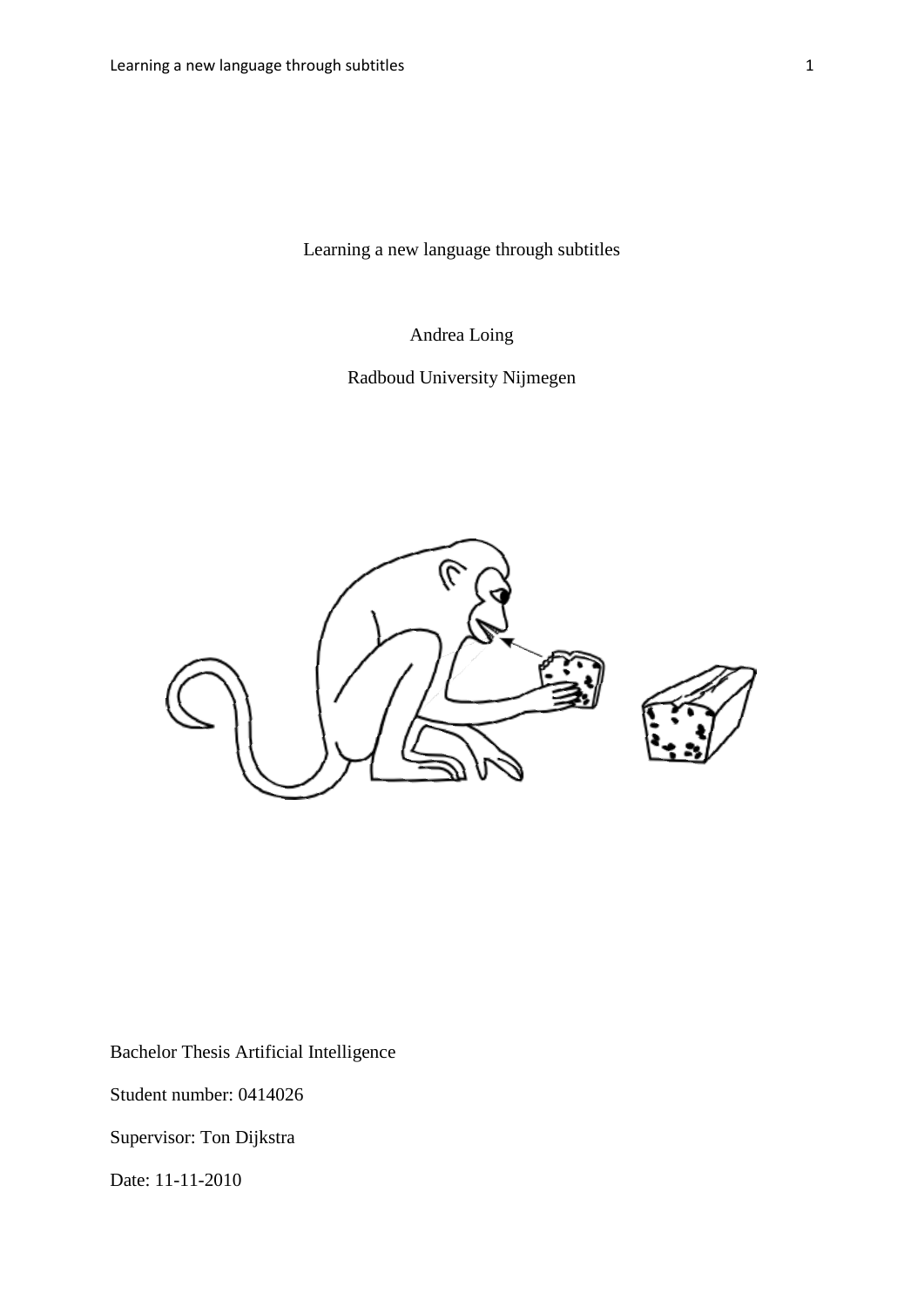# Learning a new language through subtitles

Andrea Loing

Radboud University Nijmegen

Bachelor Thesis Artificial Intelligence

Student number: 0414026

Supervisor: Ton Dijkstra

Date: 11-11-2010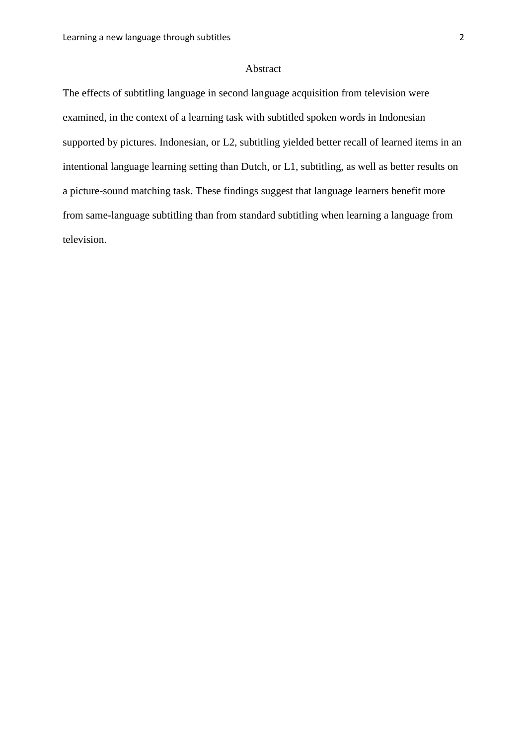# Abstract

The effects of subtitling language in second language acquisition from television were examined, in the context of a learning task with subtitled spoken words in Indonesian supported by pictures. Indonesian, or L2, subtitling yielded better recall of learned items in an intentional language learning setting than Dutch, or L1, subtitling, as well as better results on a picture-sound matching task. These findings suggest that language learners benefit more from same-language subtitling than from standard subtitling when learning a language from television.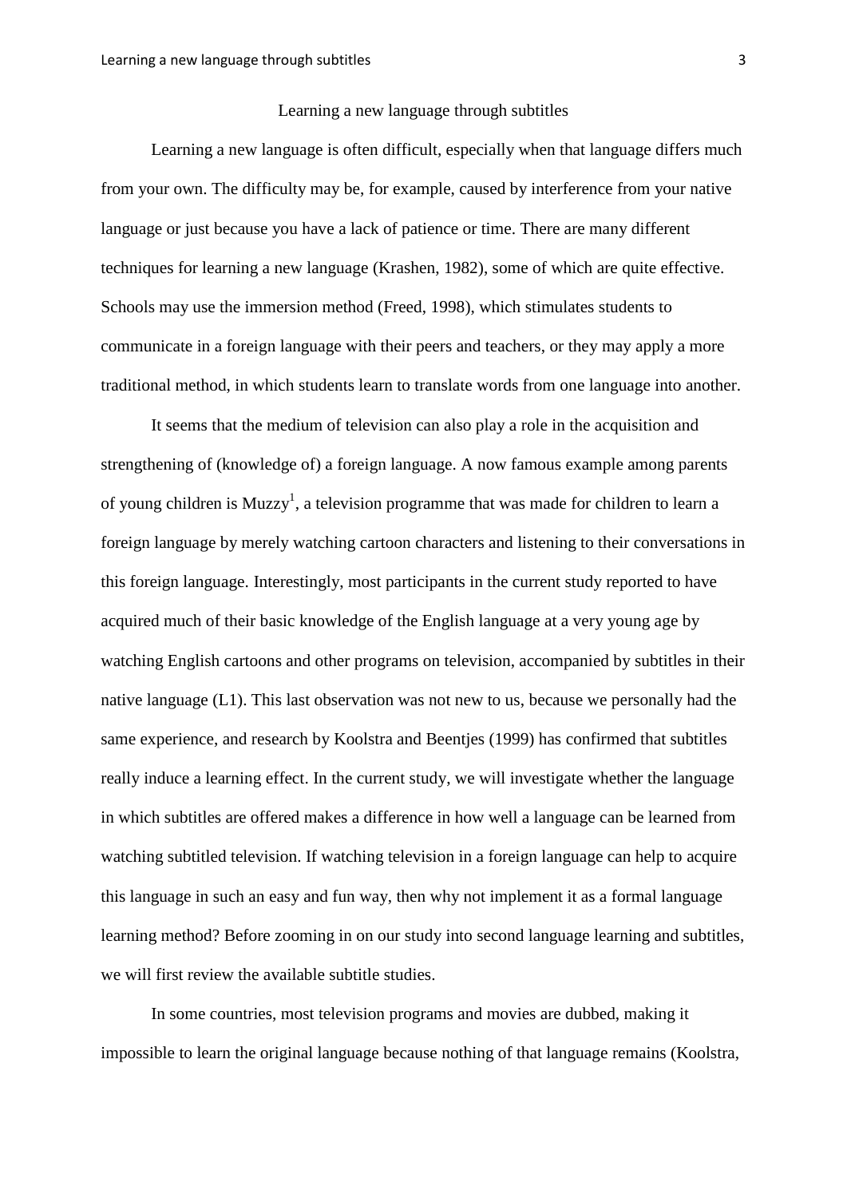# Learning a new language through subtitles

Learning a new language is often difficult, especially when that language differs much from your own. The difficulty may be, for example, caused by interference from your native language or just because you have a lack of patience or time. There are many different techniques for learning a new language (Krashen, 1982), some of which are quite effective. Schools may use the immersion method (Freed, 1998), which stimulates students to communicate in a foreign language with their peers and teachers, or they may apply a more traditional method, in which students learn to translate words from one language into another.

It seems that the medium of television can also play a role in the acquisition and strengthening of (knowledge of) a foreign language. A now famous example among parents of young children is Muzzy[1], a television programme that was made for children to learn a foreign language by merely watching cartoon characters and listening to their conversations in this foreign language. Interestingly, most participants in the current study reported to have acquired much of their basic knowledge of the English language at a very young age by watching English cartoons and other programs on television, accompanied by subtitles in their native language (L1). This last observation was not new to us, because we personally had the same experience, and research by Koolstra and Beentjes (1999) has confirmed that subtitles really induce a learning effect. In the current study, we will investigate whether the language in which subtitles are offered makes a difference in how well a language can be learned from watching subtitled television. If watching television in a foreign language can help to acquire this language in such an easy and fun way, then why not implement it as a formal language learning method? Before zooming in on our study into second language learning and subtitles, we will first review the available subtitle studies.

In some countries, most television programs and movies are dubbed, making it impossible to learn the original language because nothing of that language remains (Koolstra,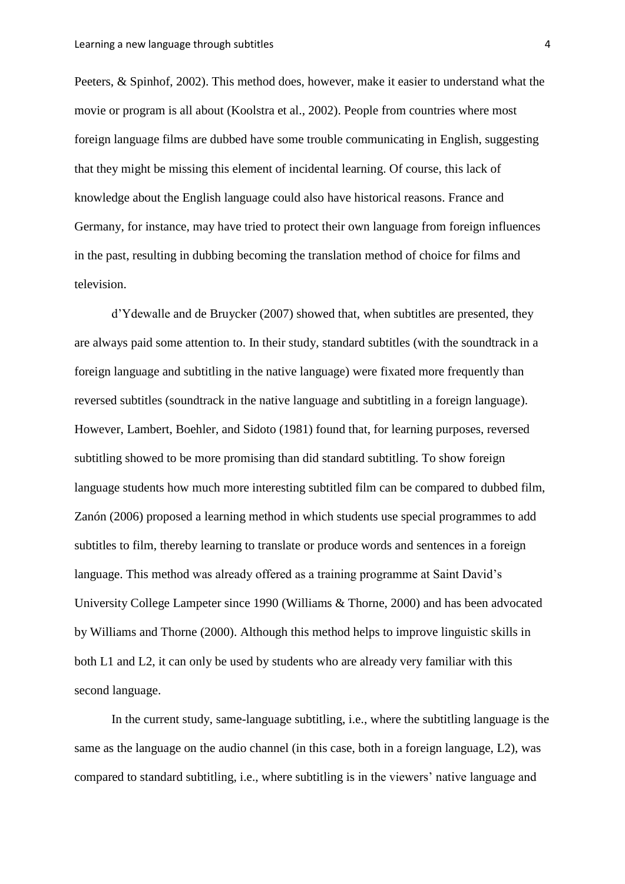Peeters, & Spinhof, 2002). This method does, however, make it easier to understand what the movie or program is all about (Koolstra et al., 2002). People from countries where most foreign language films are dubbed have some trouble communicating in English, suggesting that they might be missing this element of incidental learning. Of course, this lack of knowledge about the English language could also have historical reasons. France and Germany, for instance, may have tried to protect their own language from foreign influences in the past, resulting in dubbing becoming the translation method of choice for films and television.

d'Ydewalle and de Bruycker (2007) showed that, when subtitles are presented, they are always paid some attention to. In their study, standard subtitles (with the soundtrack in a foreign language and subtitling in the native language) were fixated more frequently than reversed subtitles (soundtrack in the native language and subtitling in a foreign language). However, Lambert, Boehler, and Sidoto (1981) found that, for learning purposes, reversed subtitling showed to be more promising than did standard subtitling. To show foreign language students how much more interesting subtitled film can be compared to dubbed film, Zanón (2006) proposed a learning method in which students use special programmes to add subtitles to film, thereby learning to translate or produce words and sentences in a foreign language. This method was already offered as a training programme at Saint David's University College Lampeter since 1990 (Williams & Thorne, 2000) and has been advocated by Williams and Thorne (2000). Although this method helps to improve linguistic skills in both L1 and L2, it can only be used by students who are already very familiar with this second language.

In the current study, same-language subtitling, i.e., where the subtitling language is the same as the language on the audio channel (in this case, both in a foreign language, L2), was compared to standard subtitling, i.e., where subtitling is in the viewers' native language and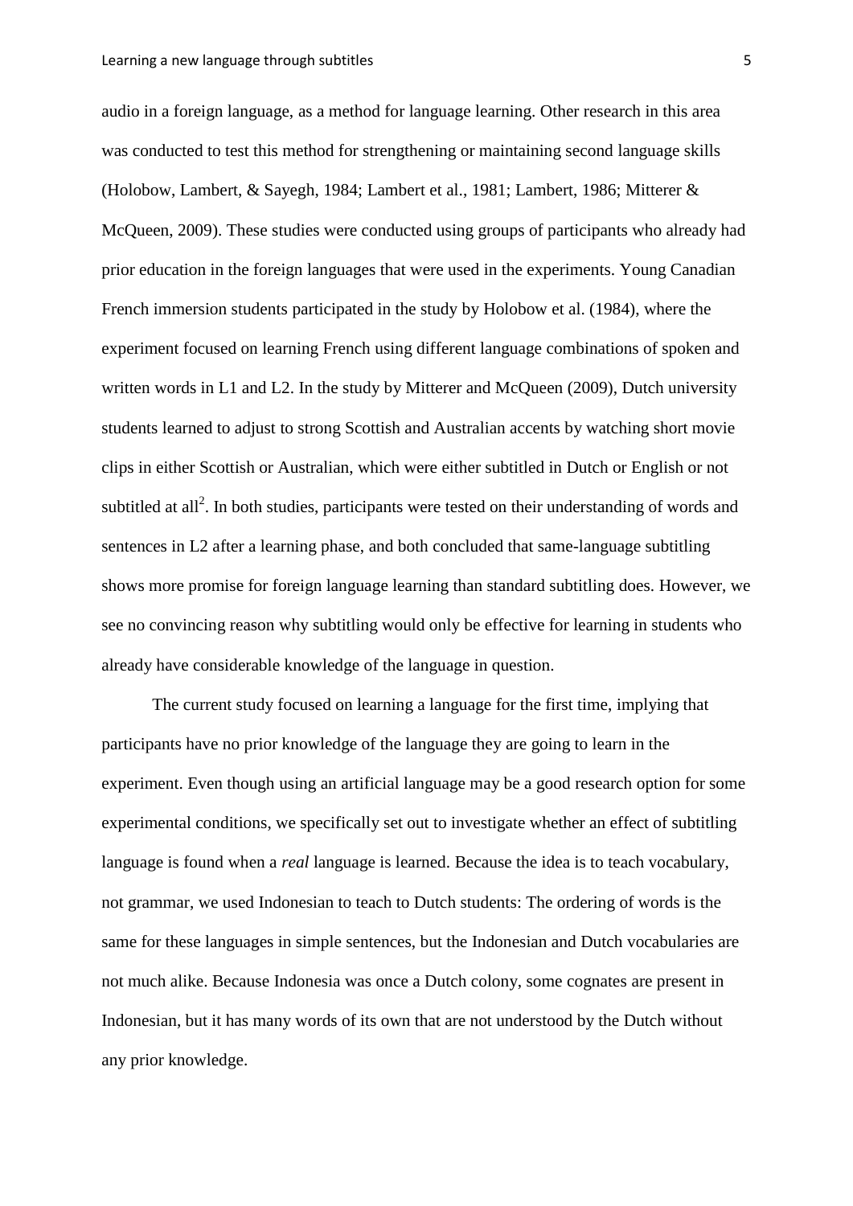audio in a foreign language, as a method for language learning. Other research in this area was conducted to test this method for strengthening or maintaining second language skills (Holobow, Lambert, & Sayegh, 1984; Lambert et al., 1981; Lambert, 1986; Mitterer & McQueen, 2009). These studies were conducted using groups of participants who already had prior education in the foreign languages that were used in the experiments. Young Canadian French immersion students participated in the study by Holobow et al. (1984), where the experiment focused on learning French using different language combinations of spoken and written words in L1 and L2. In the study by Mitterer and McQueen (2009), Dutch university students learned to adjust to strong Scottish and Australian accents by watching short movie clips in either Scottish or Australian, which were either subtitled in Dutch or English or not subtitled at all[2]. In both studies, participants were tested on their understanding of words and sentences in L2 after a learning phase, and both concluded that same-language subtitling shows more promise for foreign language learning than standard subtitling does. However, we see no convincing reason why subtitling would only be effective for learning in students who already have considerable knowledge of the language in question.

The current study focused on learning a language for the first time, implying that participants have no prior knowledge of the language they are going to learn in the experiment. Even though using an artificial language may be a good research option for some experimental conditions, we specifically set out to investigate whether an effect of subtitling language is found when a *real* language is learned. Because the idea is to teach vocabulary, not grammar, we used Indonesian to teach to Dutch students: The ordering of words is the same for these languages in simple sentences, but the Indonesian and Dutch vocabularies are not much alike. Because Indonesia was once a Dutch colony, some cognates are present in Indonesian, but it has many words of its own that are not understood by the Dutch without any prior knowledge.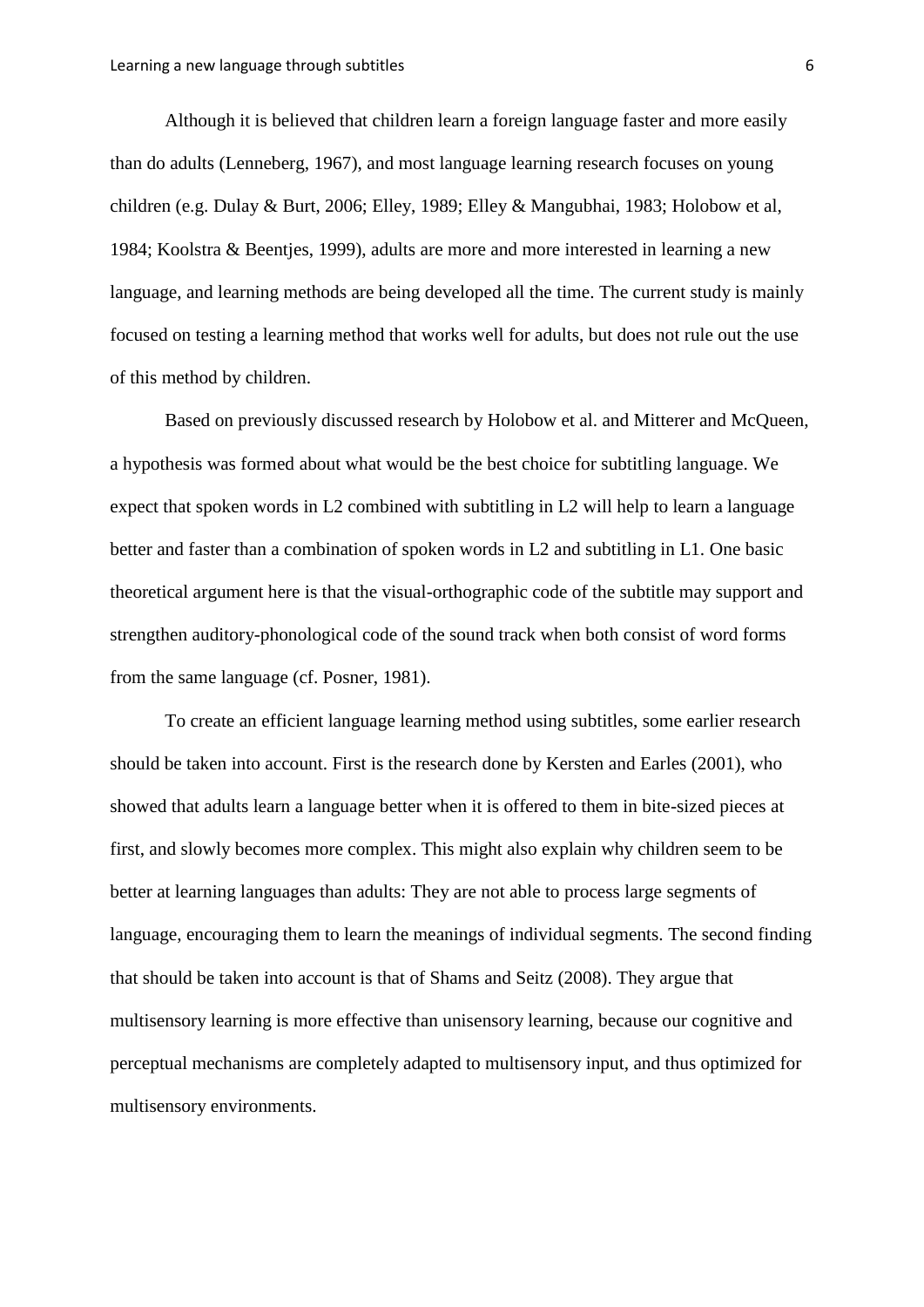Although it is believed that children learn a foreign language faster and more easily than do adults (Lenneberg, 1967), and most language learning research focuses on young children (e.g. Dulay & Burt, 2006; Elley, 1989; Elley & Mangubhai, 1983; Holobow et al, 1984; Koolstra & Beentjes, 1999), adults are more and more interested in learning a new language, and learning methods are being developed all the time. The current study is mainly focused on testing a learning method that works well for adults, but does not rule out the use of this method by children.

Based on previously discussed research by Holobow et al. and Mitterer and McQueen, a hypothesis was formed about what would be the best choice for subtitling language. We expect that spoken words in L2 combined with subtitling in L2 will help to learn a language better and faster than a combination of spoken words in L2 and subtitling in L1. One basic theoretical argument here is that the visual-orthographic code of the subtitle may support and strengthen auditory-phonological code of the sound track when both consist of word forms from the same language (cf. Posner, 1981).

To create an efficient language learning method using subtitles, some earlier research should be taken into account. First is the research done by Kersten and Earles (2001), who showed that adults learn a language better when it is offered to them in bite-sized pieces at first, and slowly becomes more complex. This might also explain why children seem to be better at learning languages than adults: They are not able to process large segments of language, encouraging them to learn the meanings of individual segments. The second finding that should be taken into account is that of Shams and Seitz (2008). They argue that multisensory learning is more effective than unisensory learning, because our cognitive and perceptual mechanisms are completely adapted to multisensory input, and thus optimized for multisensory environments.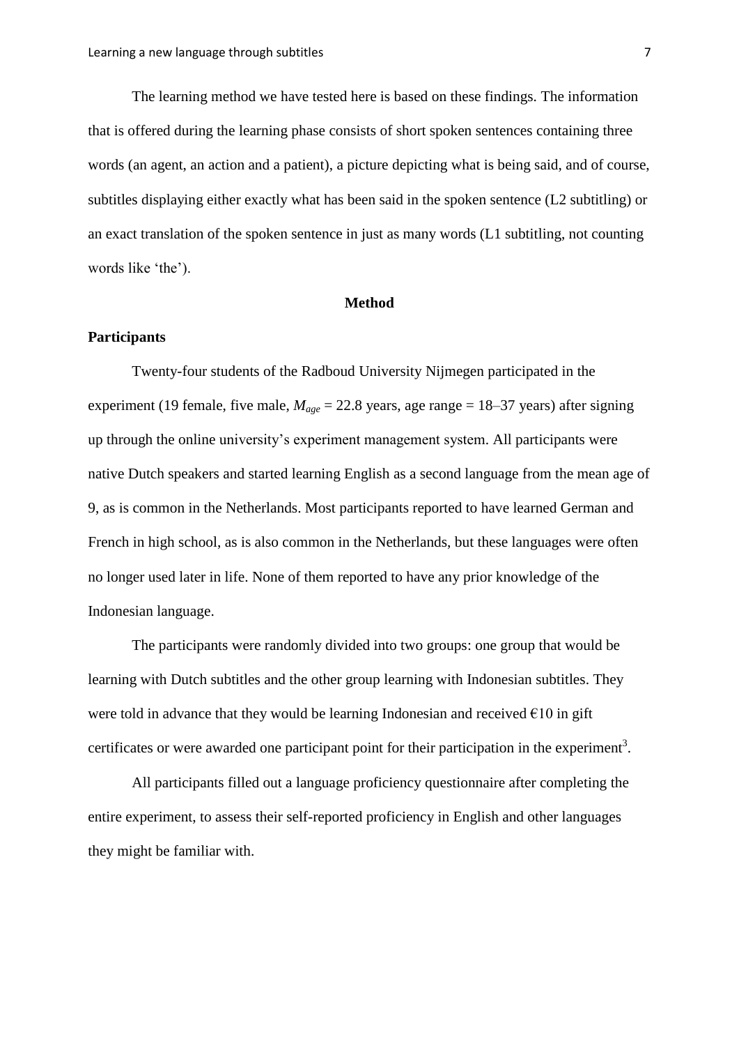The learning method we have tested here is based on these findings. The information that is offered during the learning phase consists of short spoken sentences containing three words (an agent, an action and a patient), a picture depicting what is being said, and of course, subtitles displaying either exactly what has been said in the spoken sentence (L2 subtitling) or an exact translation of the spoken sentence in just as many words (L1 subtitling, not counting words like 'the').

## Method

### Participants

Twenty-four students of the Radboud University Nijmegen participated in the experiment (19 female, five male, $M_{age}$ = 22.8 years, age range = 18–37 years) after signing up through the online university's experiment management system. All participants were native Dutch speakers and started learning English as a second language from the mean age of 9, as is common in the Netherlands. Most participants reported to have learned German and French in high school, as is also common in the Netherlands, but these languages were often no longer used later in life. None of them reported to have any prior knowledge of the Indonesian language.

The participants were randomly divided into two groups: one group that would be learning with Dutch subtitles and the other group learning with Indonesian subtitles. They were told in advance that they would be learning Indonesian and received €10 in gift certificates or were awarded one participant point for their participation in the experiment[3].

All participants filled out a language proficiency questionnaire after completing the entire experiment, to assess their self-reported proficiency in English and other languages they might be familiar with.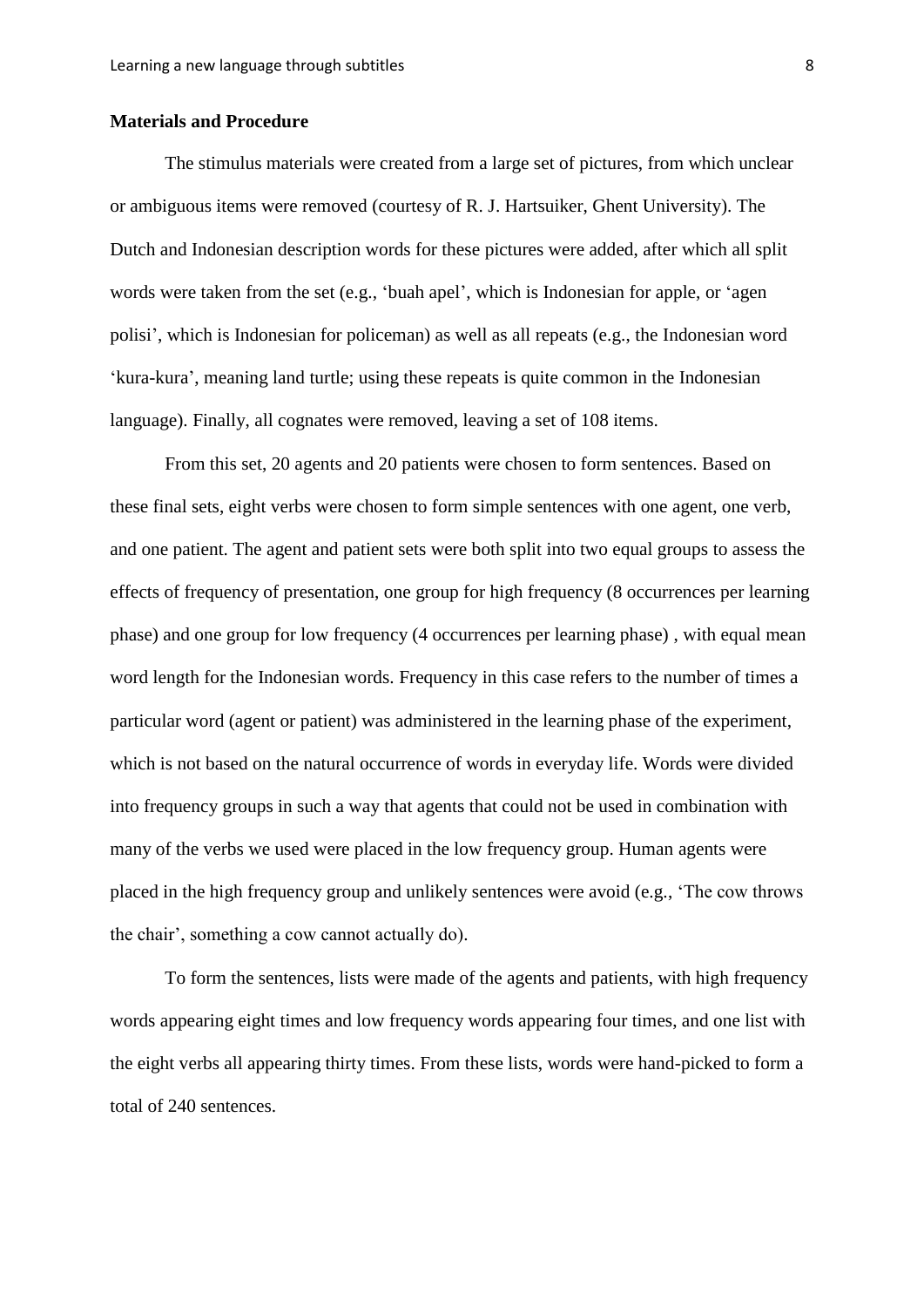**Materials and Procedure**

The stimulus materials were created from a large set of pictures, from which unclear or ambiguous items were removed (courtesy of R. J. Hartsuiker, Ghent University). The Dutch and Indonesian description words for these pictures were added, after which all split words were taken from the set (e.g., 'buah apel', which is Indonesian for apple, or 'agen polisi', which is Indonesian for policeman) as well as all repeats (e.g., the Indonesian word 'kura-kura', meaning land turtle; using these repeats is quite common in the Indonesian language). Finally, all cognates were removed, leaving a set of 108 items.

From this set, 20 agents and 20 patients were chosen to form sentences. Based on these final sets, eight verbs were chosen to form simple sentences with one agent, one verb, and one patient. The agent and patient sets were both split into two equal groups to assess the effects of frequency of presentation, one group for high frequency (8 occurrences per learning phase) and one group for low frequency (4 occurrences per learning phase) , with equal mean word length for the Indonesian words. Frequency in this case refers to the number of times a particular word (agent or patient) was administered in the learning phase of the experiment, which is not based on the natural occurrence of words in everyday life. Words were divided into frequency groups in such a way that agents that could not be used in combination with many of the verbs we used were placed in the low frequency group. Human agents were placed in the high frequency group and unlikely sentences were avoid (e.g., 'The cow throws the chair', something a cow cannot actually do).

To form the sentences, lists were made of the agents and patients, with high frequency words appearing eight times and low frequency words appearing four times, and one list with the eight verbs all appearing thirty times. From these lists, words were hand-picked to form a total of 240 sentences.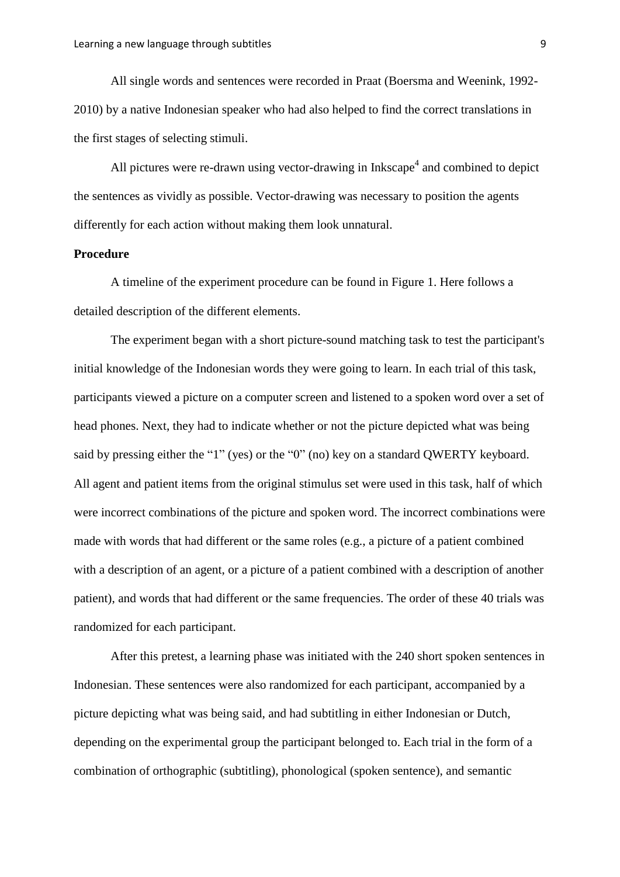All single words and sentences were recorded in Praat (Boersma and Weenink, 1992-2010) by a native Indonesian speaker who had also helped to find the correct translations in the first stages of selecting stimuli.

All pictures were re-drawn using vector-drawing in Inkscape[4] and combined to depict the sentences as vividly as possible. Vector-drawing was necessary to position the agents differently for each action without making them look unnatural.

**Procedure**

A timeline of the experiment procedure can be found in Figure 1. Here follows a detailed description of the different elements.

The experiment began with a short picture-sound matching task to test the participant's initial knowledge of the Indonesian words they were going to learn. In each trial of this task, participants viewed a picture on a computer screen and listened to a spoken word over a set of head phones. Next, they had to indicate whether or not the picture depicted what was being said by pressing either the "1" (yes) or the "0" (no) key on a standard QWERTY keyboard. All agent and patient items from the original stimulus set were used in this task, half of which were incorrect combinations of the picture and spoken word. The incorrect combinations were made with words that had different or the same roles (e.g., a picture of a patient combined with a description of an agent, or a picture of a patient combined with a description of another patient), and words that had different or the same frequencies. The order of these 40 trials was randomized for each participant.

After this pretest, a learning phase was initiated with the 240 short spoken sentences in Indonesian. These sentences were also randomized for each participant, accompanied by a picture depicting what was being said, and had subtitling in either Indonesian or Dutch, depending on the experimental group the participant belonged to. Each trial in the form of a combination of orthographic (subtitling), phonological (spoken sentence), and semantic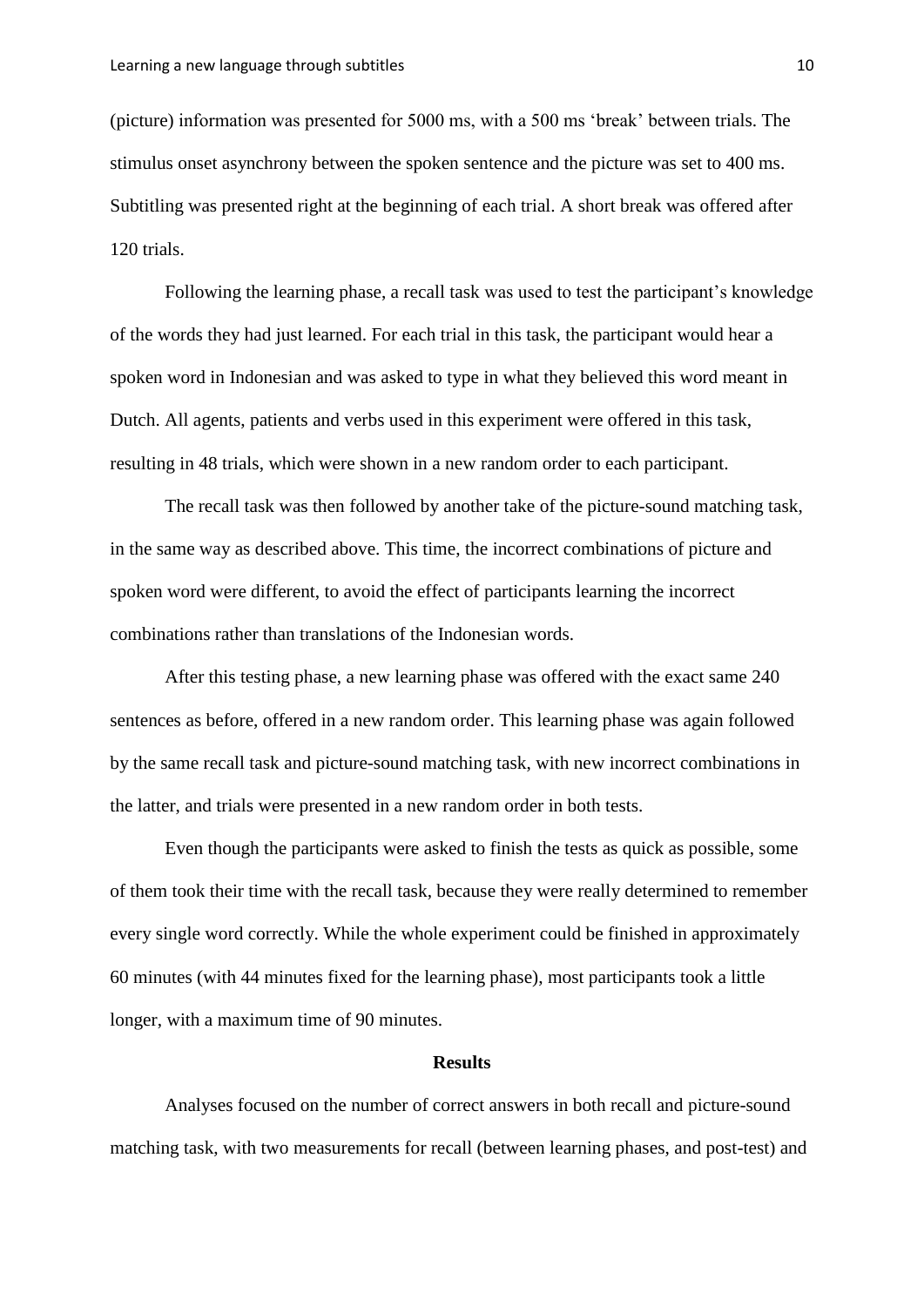(picture) information was presented for 5000 ms, with a 500 ms ‘break’ between trials. The stimulus onset asynchrony between the spoken sentence and the picture was set to 400 ms. Subtitling was presented right at the beginning of each trial. A short break was offered after 120 trials.

Following the learning phase, a recall task was used to test the participant’s knowledge of the words they had just learned. For each trial in this task, the participant would hear a spoken word in Indonesian and was asked to type in what they believed this word meant in Dutch. All agents, patients and verbs used in this experiment were offered in this task, resulting in 48 trials, which were shown in a new random order to each participant.

The recall task was then followed by another take of the picture-sound matching task, in the same way as described above. This time, the incorrect combinations of picture and spoken word were different, to avoid the effect of participants learning the incorrect combinations rather than translations of the Indonesian words.

After this testing phase, a new learning phase was offered with the exact same 240 sentences as before, offered in a new random order. This learning phase was again followed by the same recall task and picture-sound matching task, with new incorrect combinations in the latter, and trials were presented in a new random order in both tests.

Even though the participants were asked to finish the tests as quick as possible, some of them took their time with the recall task, because they were really determined to remember every single word correctly. While the whole experiment could be finished in approximately 60 minutes (with 44 minutes fixed for the learning phase), most participants took a little longer, with a maximum time of 90 minutes.

## Results

Analyses focused on the number of correct answers in both recall and picture-sound matching task, with two measurements for recall (between learning phases, and post-test) and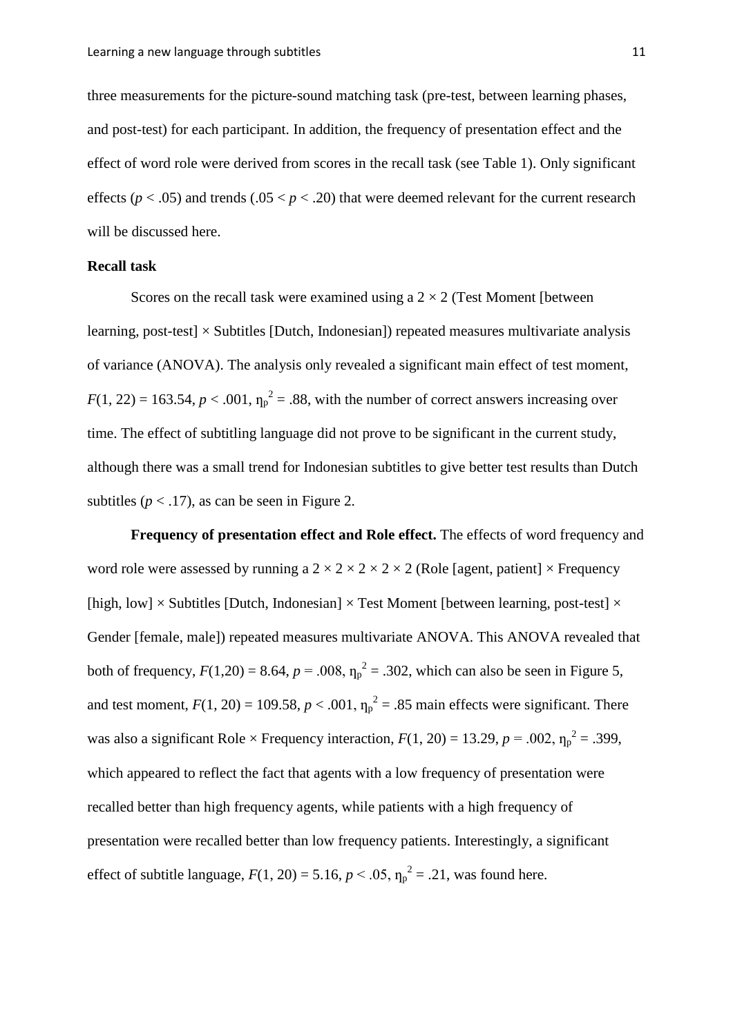three measurements for the picture-sound matching task (pre-test, between learning phases, and post-test) for each participant. In addition, the frequency of presentation effect and the effect of word role were derived from scores in the recall task (see Table 1). Only significant effects ($p < .05$) and trends ($.05 < p < .20$) that were deemed relevant for the current research will be discussed here.

**Recall task**

Scores on the recall task were examined using a $2 \times 2$ (Test Moment [between learning, post-test] × Subtitles [Dutch, Indonesian]) repeated measures multivariate analysis of variance (ANOVA). The analysis only revealed a significant main effect of test moment, $F(1, 22) = 163.54$, $p < .001$, $\eta_p^2 = .88$, with the number of correct answers increasing over time. The effect of subtitling language did not prove to be significant in the current study, although there was a small trend for Indonesian subtitles to give better test results than Dutch subtitles ($p < .17$), as can be seen in Figure 2.

**Frequency of presentation effect and Role effect.** The effects of word frequency and word role were assessed by running a $2 \times 2 \times 2 \times 2 \times 2$ (Role [agent, patient] × Frequency [high, low] × Subtitles [Dutch, Indonesian] × Test Moment [between learning, post-test] × Gender [female, male]) repeated measures multivariate ANOVA. This ANOVA revealed that both of frequency, $F(1,20) = 8.64$, $p = .008$, $\eta_p^2 = .302$, which can also be seen in Figure 5, and test moment, $F(1, 20) = 109.58$, $p < .001$, $\eta_p^2 = .85$ main effects were significant. There was also a significant Role × Frequency interaction, $F(1, 20) = 13.29$, $p = .002$, $\eta_p^2 = .399$, which appeared to reflect the fact that agents with a low frequency of presentation were recalled better than high frequency agents, while patients with a high frequency of presentation were recalled better than low frequency patients. Interestingly, a significant effect of subtitle language, $F(1, 20) = 5.16$, $p < .05$, $\eta_p^2 = .21$, was found here.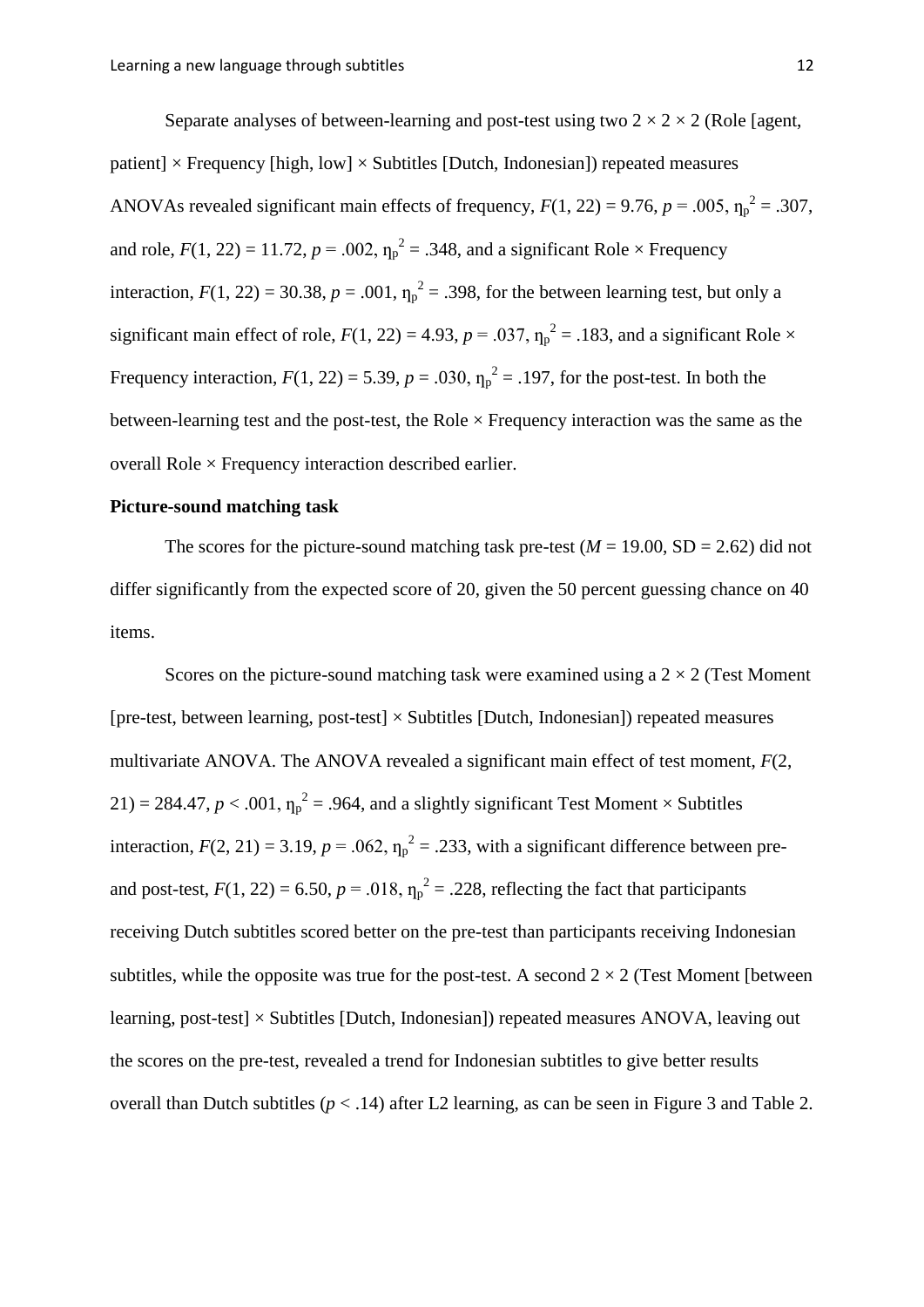Separate analyses of between-learning and post-test using two $2 \times 2 \times 2$ (Role [agent, patient] × Frequency [high, low] × Subtitles [Dutch, Indonesian]) repeated measures ANOVAs revealed significant main effects of frequency, $F(1, 22) = 9.76$, $p = .005$, $\eta_p^2 = .307$, and role, $F(1, 22) = 11.72$, $p = .002$, $\eta_p^2 = .348$, and a significant Role × Frequency interaction, $F(1, 22) = 30.38$, $p = .001$, $\eta_p^2 = .398$, for the between learning test, but only a significant main effect of role, $F(1, 22) = 4.93$, $p = .037$, $\eta_p^2 = .183$, and a significant Role × Frequency interaction, $F(1, 22) = 5.39$, $p = .030$, $\eta_p^2 = .197$, for the post-test. In both the between-learning test and the post-test, the Role × Frequency interaction was the same as the overall Role × Frequency interaction described earlier.

**Picture-sound matching task**

The scores for the picture-sound matching task pre-test ($M = 19.00$, SD = 2.62) did not differ significantly from the expected score of 20, given the 50 percent guessing chance on 40 items.

Scores on the picture-sound matching task were examined using a $2 \times 2$ (Test Moment [pre-test, between learning, post-test] × Subtitles [Dutch, Indonesian]) repeated measures multivariate ANOVA. The ANOVA revealed a significant main effect of test moment, $F(2, 21) = 284.47$, $p < .001$, $\eta_p^2 = .964$, and a slightly significant Test Moment × Subtitles interaction, $F(2, 21) = 3.19$, $p = .062$, $\eta_p^2 = .233$, with a significant difference between pre- and post-test, $F(1, 22) = 6.50$, $p = .018$, $\eta_p^2 = .228$, reflecting the fact that participants receiving Dutch subtitles scored better on the pre-test than participants receiving Indonesian subtitles, while the opposite was true for the post-test. A second $2 \times 2$ (Test Moment [between learning, post-test] × Subtitles [Dutch, Indonesian]) repeated measures ANOVA, leaving out the scores on the pre-test, revealed a trend for Indonesian subtitles to give better results overall than Dutch subtitles ($p < .14$) after L2 learning, as can be seen in Figure 3 and Table 2.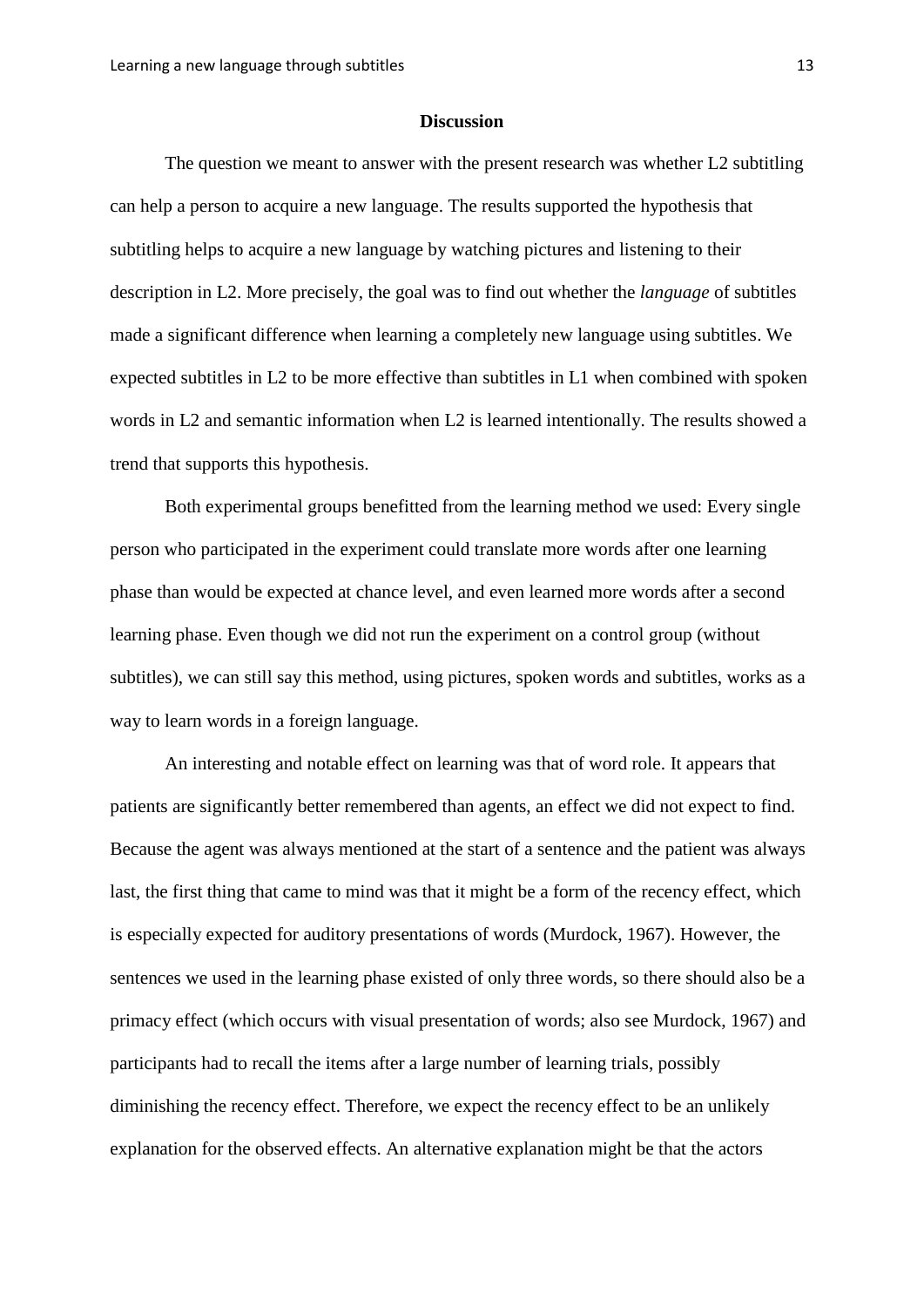## Discussion

The question we meant to answer with the present research was whether L2 subtitling can help a person to acquire a new language. The results supported the hypothesis that subtitling helps to acquire a new language by watching pictures and listening to their description in L2. More precisely, the goal was to find out whether the *language* of subtitles made a significant difference when learning a completely new language using subtitles. We expected subtitles in L2 to be more effective than subtitles in L1 when combined with spoken words in L2 and semantic information when L2 is learned intentionally. The results showed a trend that supports this hypothesis.

Both experimental groups benefitted from the learning method we used: Every single person who participated in the experiment could translate more words after one learning phase than would be expected at chance level, and even learned more words after a second learning phase. Even though we did not run the experiment on a control group (without subtitles), we can still say this method, using pictures, spoken words and subtitles, works as a way to learn words in a foreign language.

An interesting and notable effect on learning was that of word role. It appears that patients are significantly better remembered than agents, an effect we did not expect to find. Because the agent was always mentioned at the start of a sentence and the patient was always last, the first thing that came to mind was that it might be a form of the recency effect, which is especially expected for auditory presentations of words (Murdock, 1967). However, the sentences we used in the learning phase existed of only three words, so there should also be a primacy effect (which occurs with visual presentation of words; also see Murdock, 1967) and participants had to recall the items after a large number of learning trials, possibly diminishing the recency effect. Therefore, we expect the recency effect to be an unlikely explanation for the observed effects. An alternative explanation might be that the actors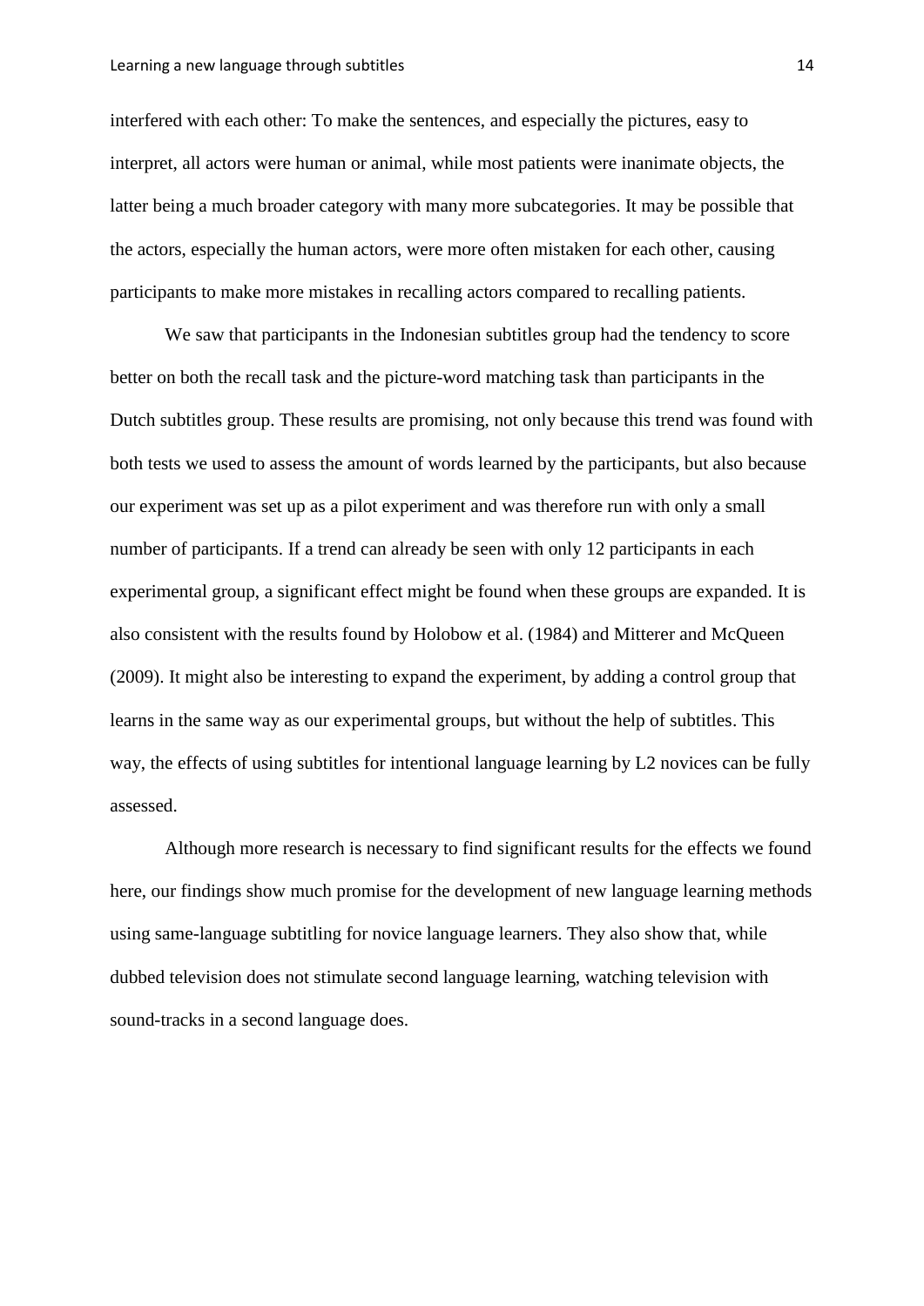interfered with each other: To make the sentences, and especially the pictures, easy to interpret, all actors were human or animal, while most patients were inanimate objects, the latter being a much broader category with many more subcategories. It may be possible that the actors, especially the human actors, were more often mistaken for each other, causing participants to make more mistakes in recalling actors compared to recalling patients.

We saw that participants in the Indonesian subtitles group had the tendency to score better on both the recall task and the picture-word matching task than participants in the Dutch subtitles group. These results are promising, not only because this trend was found with both tests we used to assess the amount of words learned by the participants, but also because our experiment was set up as a pilot experiment and was therefore run with only a small number of participants. If a trend can already be seen with only 12 participants in each experimental group, a significant effect might be found when these groups are expanded. It is also consistent with the results found by Holobow et al. (1984) and Mitterer and McQueen (2009). It might also be interesting to expand the experiment, by adding a control group that learns in the same way as our experimental groups, but without the help of subtitles. This way, the effects of using subtitles for intentional language learning by L2 novices can be fully assessed.

Although more research is necessary to find significant results for the effects we found here, our findings show much promise for the development of new language learning methods using same-language subtitling for novice language learners. They also show that, while dubbed television does not stimulate second language learning, watching television with sound-tracks in a second language does.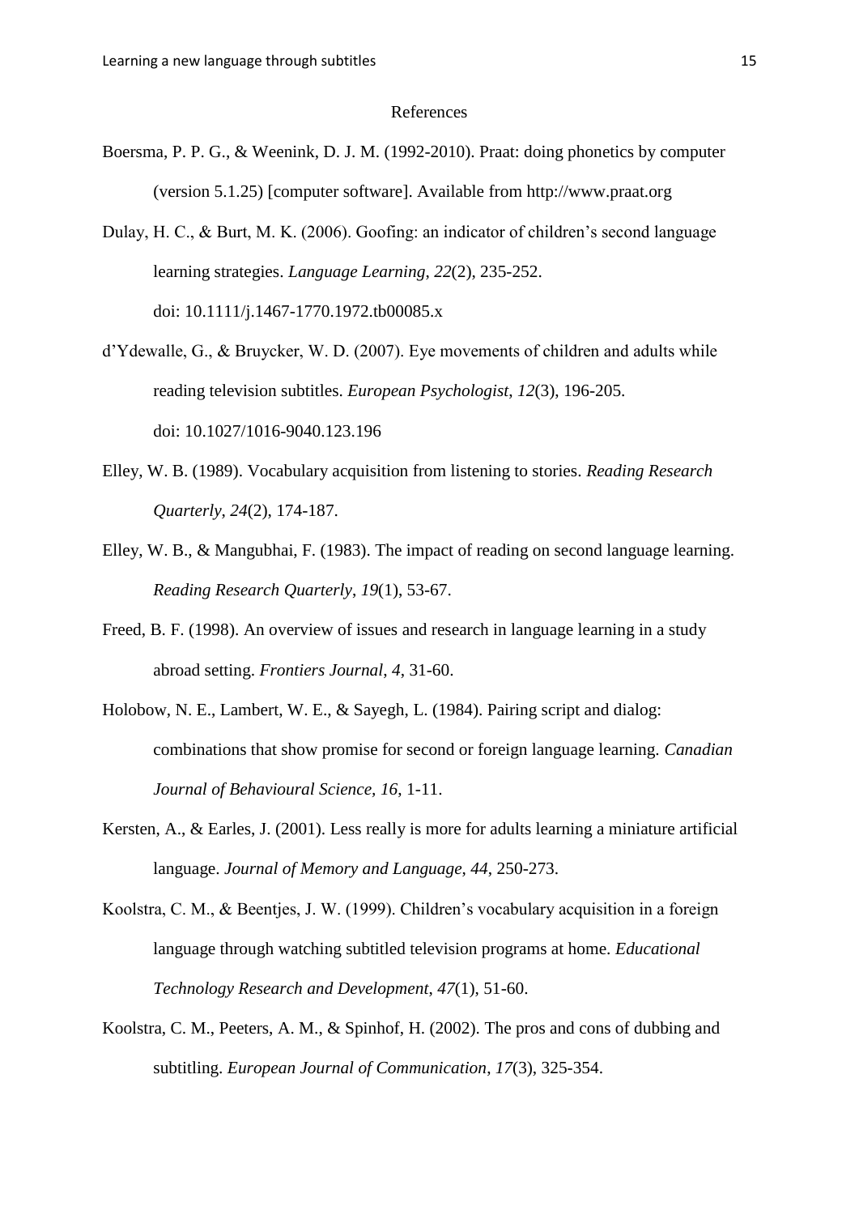## References

Boersma, P. P. G., & Weenink, D. J. M. (1992-2010). Praat: doing phonetics by computer (version 5.1.25) [computer software]. Available from http://www.praat.org

Dulay, H. C., & Burt, M. K. (2006). Goofing: an indicator of children's second language learning strategies. *Language Learning*, *22*(2), 235-252. doi: 10.1111/j.1467-1770.1972.tb00085.x

d'Ydewalle, G., & Bruycker, W. D. (2007). Eye movements of children and adults while reading television subtitles. *European Psychologist*, *12*(3), 196-205. doi: 10.1027/1016-9040.123.196

Elley, W. B. (1989). Vocabulary acquisition from listening to stories. *Reading Research Quarterly*, *24*(2), 174-187.

Elley, W. B., & Mangubhai, F. (1983). The impact of reading on second language learning. *Reading Research Quarterly*, *19*(1), 53-67.

Freed, B. F. (1998). An overview of issues and research in language learning in a study abroad setting. *Frontiers Journal*, *4*, 31-60.

Holobow, N. E., Lambert, W. E., & Sayegh, L. (1984). Pairing script and dialog: combinations that show promise for second or foreign language learning. *Canadian Journal of Behavioural Science*, *16*, 1-11.

Kersten, A., & Earles, J. (2001). Less really is more for adults learning a miniature artificial language. *Journal of Memory and Language*, *44*, 250-273.

Koolstra, C. M., & Beentjes, J. W. (1999). Children's vocabulary acquisition in a foreign language through watching subtitled television programs at home. *Educational Technology Research and Development*, *47*(1), 51-60.

Koolstra, C. M., Peeters, A. M., & Spinhof, H. (2002). The pros and cons of dubbing and subtitling. *European Journal of Communication*, *17*(3), 325-354.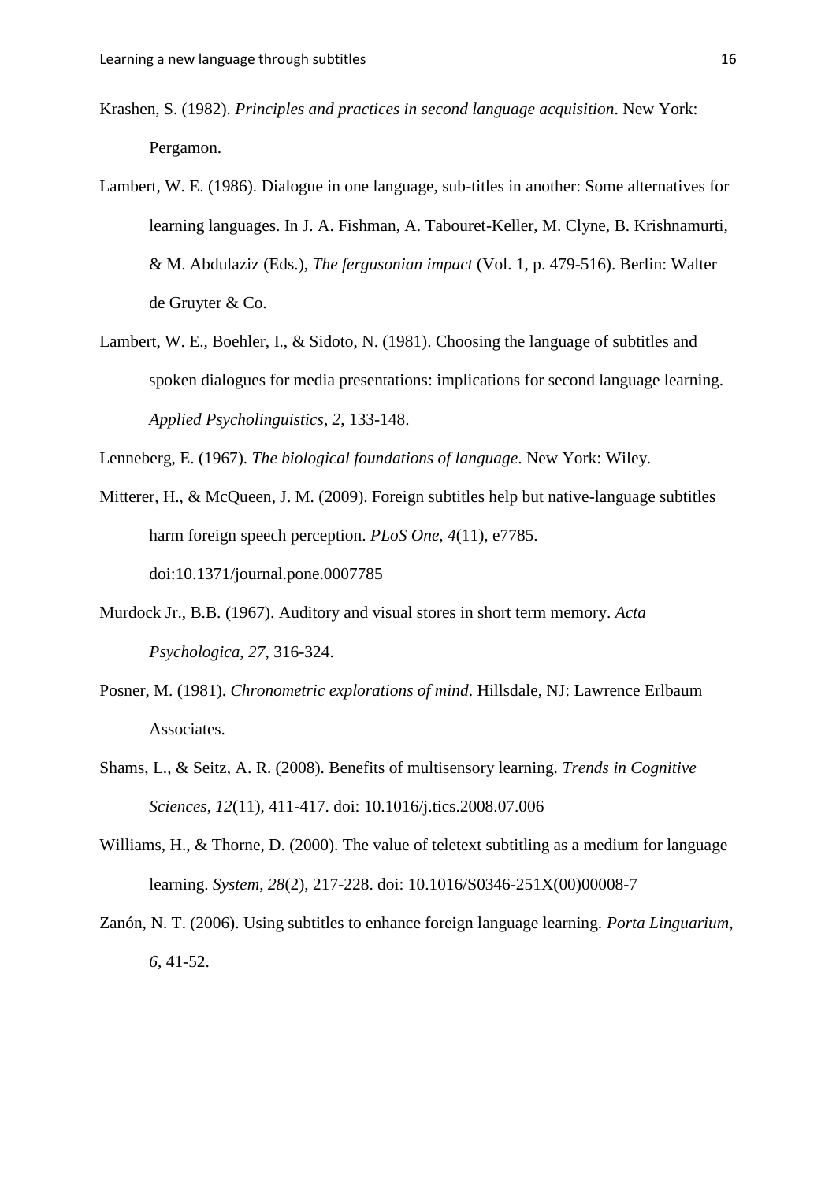Krashen, S. (1982). *Principles and practices in second language acquisition*. New York: Pergamon.

Lambert, W. E. (1986). Dialogue in one language, sub-titles in another: Some alternatives for learning languages. In J. A. Fishman, A. Tabouret-Keller, M. Clyne, B. Krishnamurti, & M. Abdulaziz (Eds.), *The fergusonian impact* (Vol. 1, p. 479-516). Berlin: Walter de Gruyter & Co.

Lambert, W. E., Boehler, I., & Sidoto, N. (1981). Choosing the language of subtitles and spoken dialogues for media presentations: implications for second language learning. *Applied Psycholinguistics*, *2*, 133-148.

Lenneberg, E. (1967). *The biological foundations of language*. New York: Wiley.

Mitterer, H., & McQueen, J. M. (2009). Foreign subtitles help but native-language subtitles harm foreign speech perception. *PLoS One*, *4*(11), e7785. doi:10.1371/journal.pone.0007785

Murdock Jr., B.B. (1967). Auditory and visual stores in short term memory. *Acta Psychologica*, *27*, 316-324.

Posner, M. (1981). *Chronometric explorations of mind*. Hillsdale, NJ: Lawrence Erlbaum Associates.

Shams, L., & Seitz, A. R. (2008). Benefits of multisensory learning. *Trends in Cognitive Sciences*, *12*(11), 411-417. doi: 10.1016/j.tics.2008.07.006

Williams, H., & Thorne, D. (2000). The value of teletext subtitling as a medium for language learning. *System*, *28*(2), 217-228. doi: 10.1016/S0346-251X(00)00008-7

Zanón, N. T. (2006). Using subtitles to enhance foreign language learning. *Porta Linguarium*, *6*, 41-52.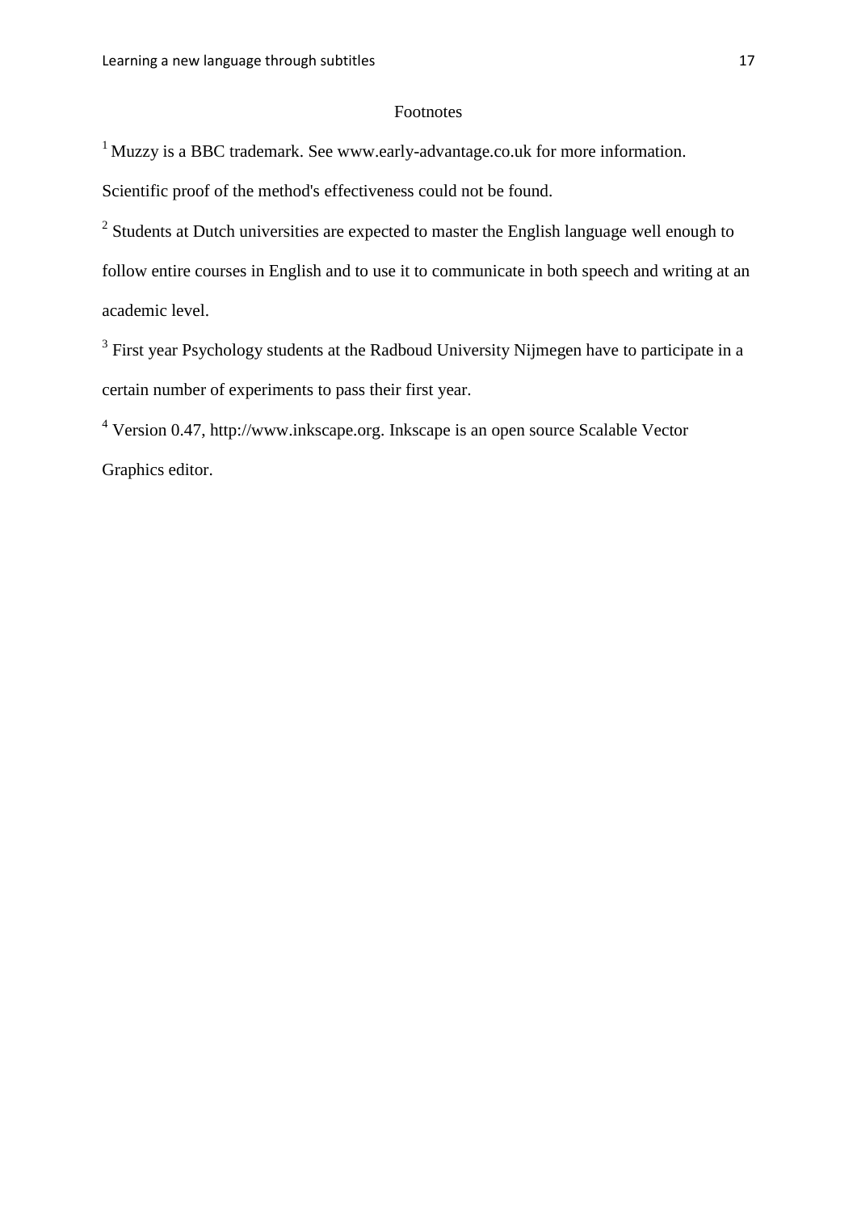## Footnotes

[1] Muzzy is a BBC trademark. See www.early-advantage.co.uk for more information. Scientific proof of the method's effectiveness could not be found.

[2] Students at Dutch universities are expected to master the English language well enough to follow entire courses in English and to use it to communicate in both speech and writing at an academic level.

[3] First year Psychology students at the Radboud University Nijmegen have to participate in a certain number of experiments to pass their first year.

[4] Version 0.47, http://www.inkscape.org. Inkscape is an open source Scalable Vector Graphics editor.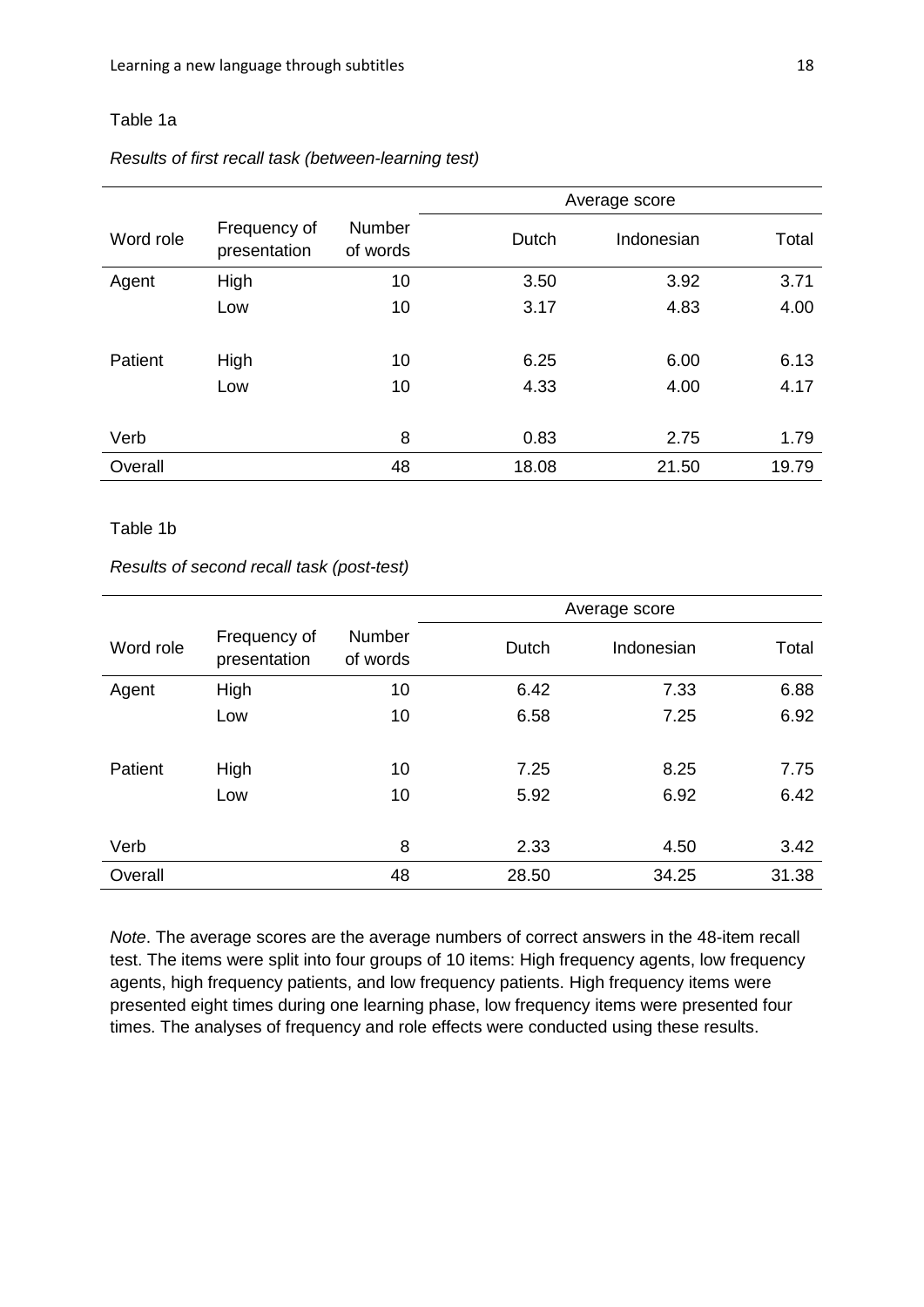Table 1a

*Results of first recall task (between-learning test)*

| Word role | Frequency of presentation | Number of words | Average score | | |
|---|---|---|---|---|---|
| | | | Dutch | Indonesian | Total |
| Agent | High | 10 | 3.50 | 3.92 | 3.71 |
| | Low | 10 | 3.17 | 4.83 | 4.00 |
| Patient | High | 10 | 6.25 | 6.00 | 6.13 |
| | Low | 10 | 4.33 | 4.00 | 4.17 |
| Verb | | 8 | 0.83 | 2.75 | 1.79 |
| Overall | | 48 | 18.08 | 21.50 | 19.79 |

Table 1b

*Results of second recall task (post-test)*

| Word role | Frequency of presentation | Number of words | Average score | | |
|---|---|---|---|---|---|
| | | | Dutch | Indonesian | Total |
| Agent | High | 10 | 6.42 | 7.33 | 6.88 |
| | Low | 10 | 6.58 | 7.25 | 6.92 |
| Patient | High | 10 | 7.25 | 8.25 | 7.75 |
| | Low | 10 | 5.92 | 6.92 | 6.42 |
| Verb | | 8 | 2.33 | 4.50 | 3.42 |
| Overall | | 48 | 28.50 | 34.25 | 31.38 |

*Note*. The average scores are the average numbers of correct answers in the 48-item recall test. The items were split into four groups of 10 items: High frequency agents, low frequency agents, high frequency patients, and low frequency patients. High frequency items were presented eight times during one learning phase, low frequency items were presented four times. The analyses of frequency and role effects were conducted using these results.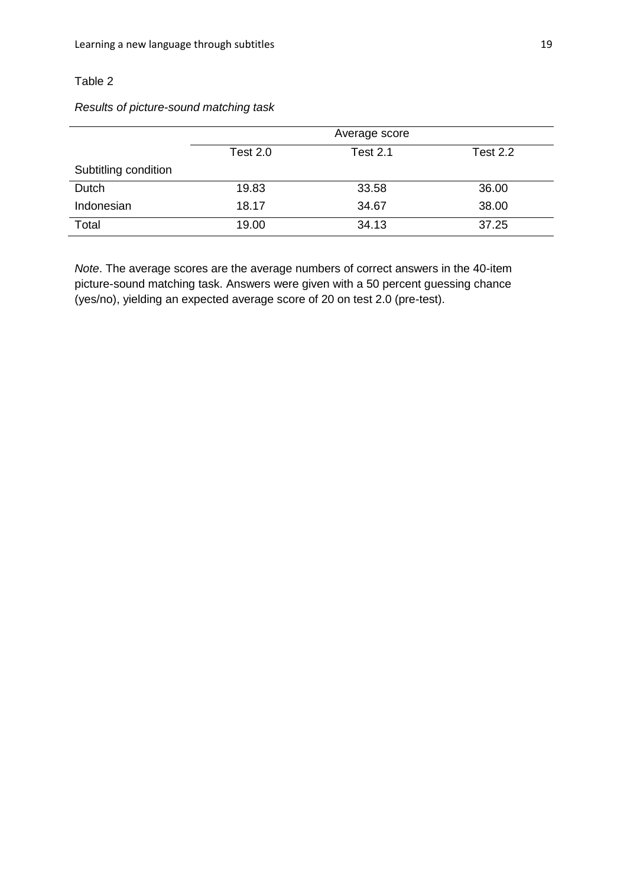Table 2

*Results of picture-sound matching task*

| | Average score | | |
|---|---|---|---|
| | Test 2.0 | Test 2.1 | Test 2.2 |
| Subtitling condition | | | |
| Dutch | 19.83 | 33.58 | 36.00 |
| Indonesian | 18.17 | 34.67 | 38.00 |
| Total | 19.00 | 34.13 | 37.25 |

*Note*. The average scores are the average numbers of correct answers in the 40-item picture-sound matching task. Answers were given with a 50 percent guessing chance (yes/no), yielding an expected average score of 20 on test 2.0 (pre-test).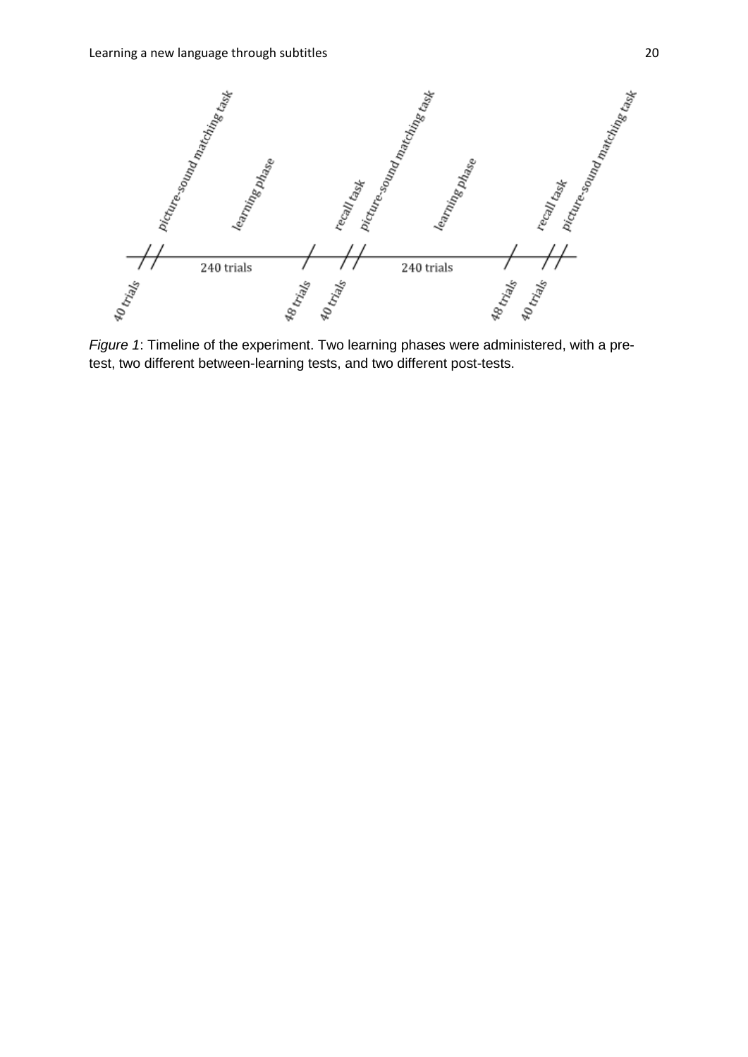*Figure 1*: Timeline of the experiment. Two learning phases were administered, with a pre-test, two different between-learning tests, and two different post-tests.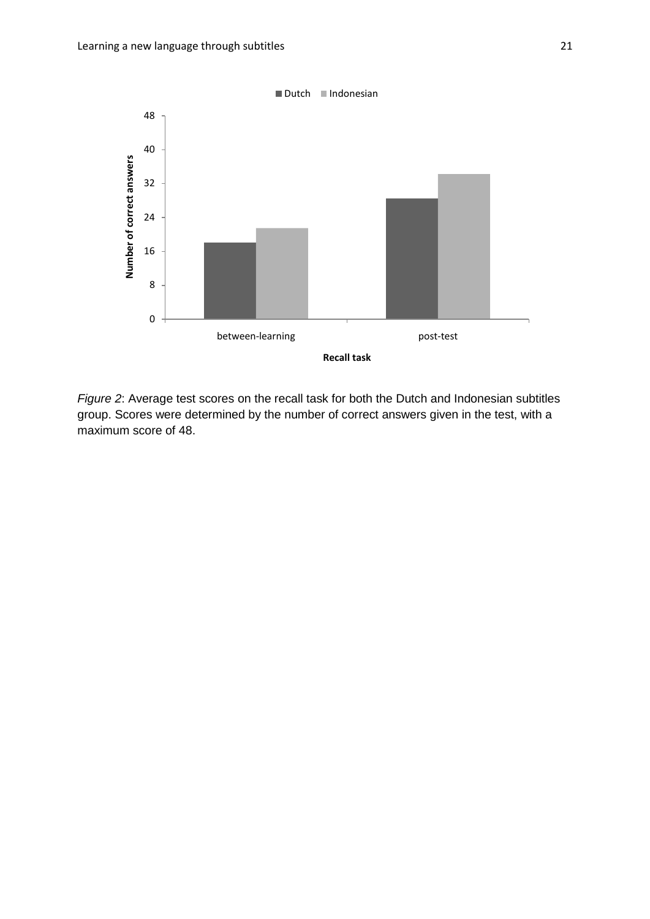*Figure 2*: Average test scores on the recall task for both the Dutch and Indonesian subtitles group. Scores were determined by the number of correct answers given in the test, with a maximum score of 48.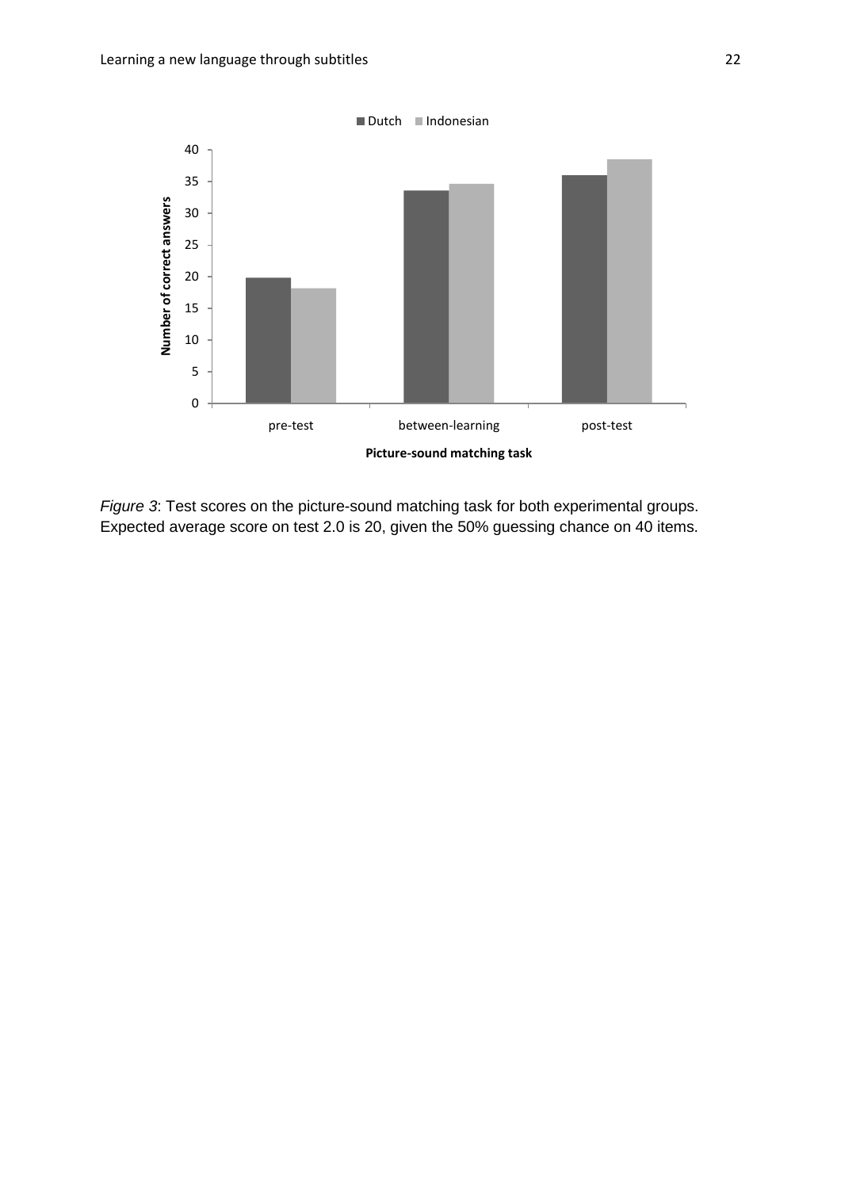*Figure 3*: Test scores on the picture-sound matching task for both experimental groups. Expected average score on test 2.0 is 20, given the 50% guessing chance on 40 items.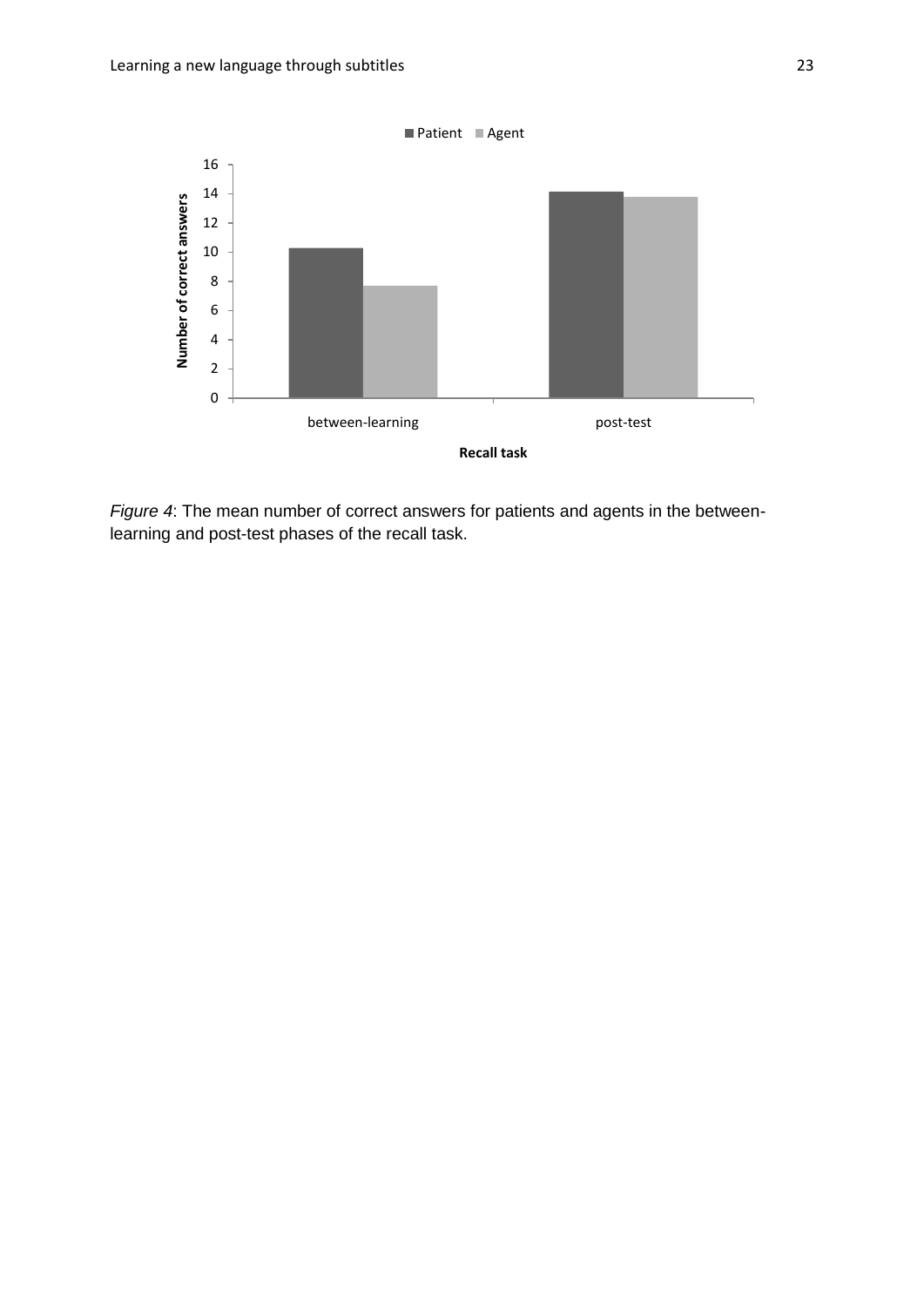*Figure 4*: The mean number of correct answers for patients and agents in the between-learning and post-test phases of the recall task.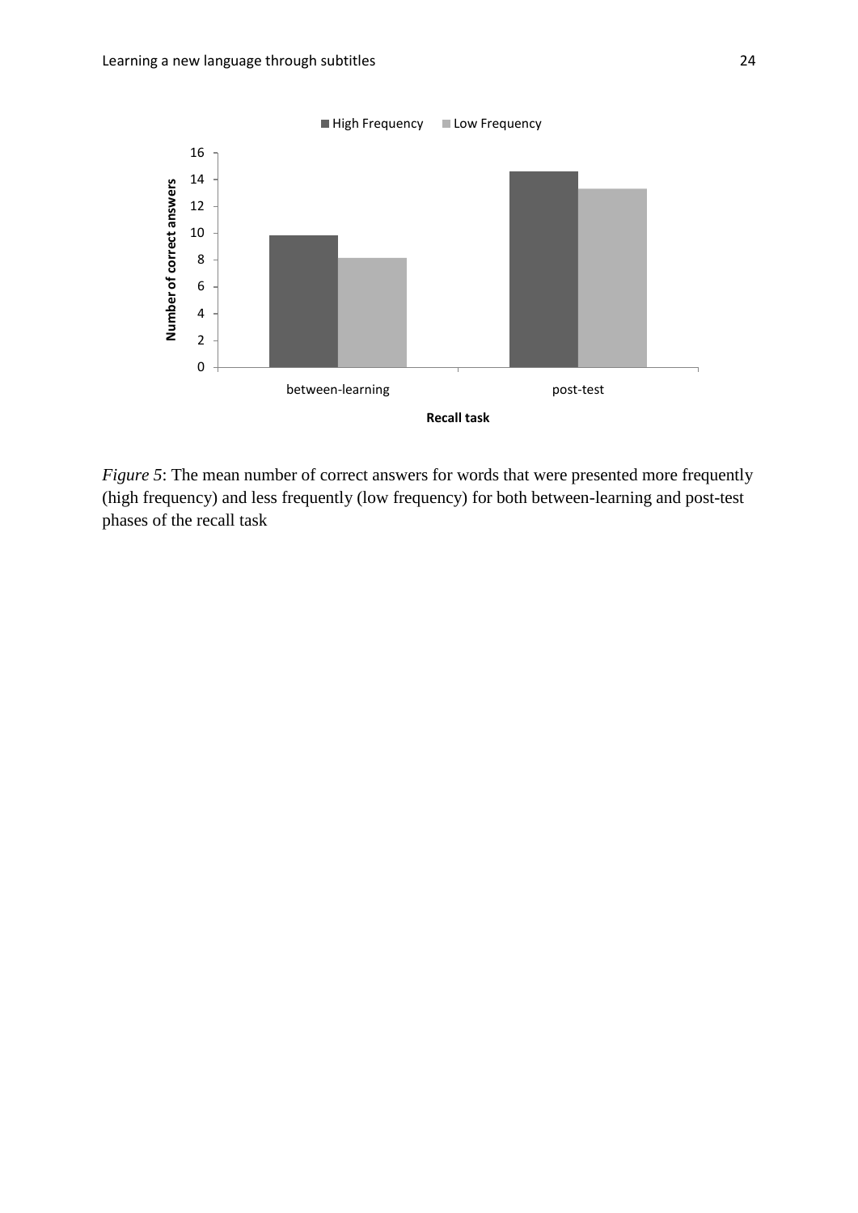*Figure 5*: The mean number of correct answers for words that were presented more frequently (high frequency) and less frequently (low frequency) for both between-learning and post-test phases of the recall task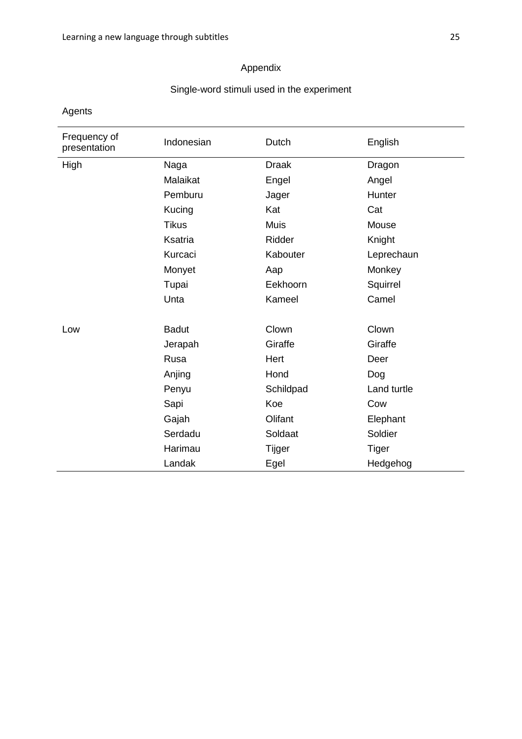# Appendix

## Single-word stimuli used in the experiment

Agents

| Frequency of presentation | Indonesian | Dutch | English |
|---|---|---|---|
| High | Naga | Draak | Dragon |
| | Malaikat | Engel | Angel |
| | Pemburu | Jager | Hunter |
| | Kucing | Kat | Cat |
| | Tikus | Muis | Mouse |
| | Ksatria | Ridder | Knight |
| | Kurcaci | Kabouter | Leprechaun |
| | Monyet | Aap | Monkey |
| | Tupai | Eekhoorn | Squirrel |
| | Unta | Kameel | Camel |
| Low | Badut | Clown | Clown |
| | Jerapah | Giraffe | Giraffe |
| | Rusa | Hert | Deer |
| | Anjing | Hond | Dog |
| | Penyu | Schildpad | Land turtle |
| | Sapi | Koe | Cow |
| | Gajah | Olifant | Elephant |
| | Serdadu | Soldaat | Soldier |
| | Harimau | Tijger | Tiger |
| | Landak | Egel | Hedgehog |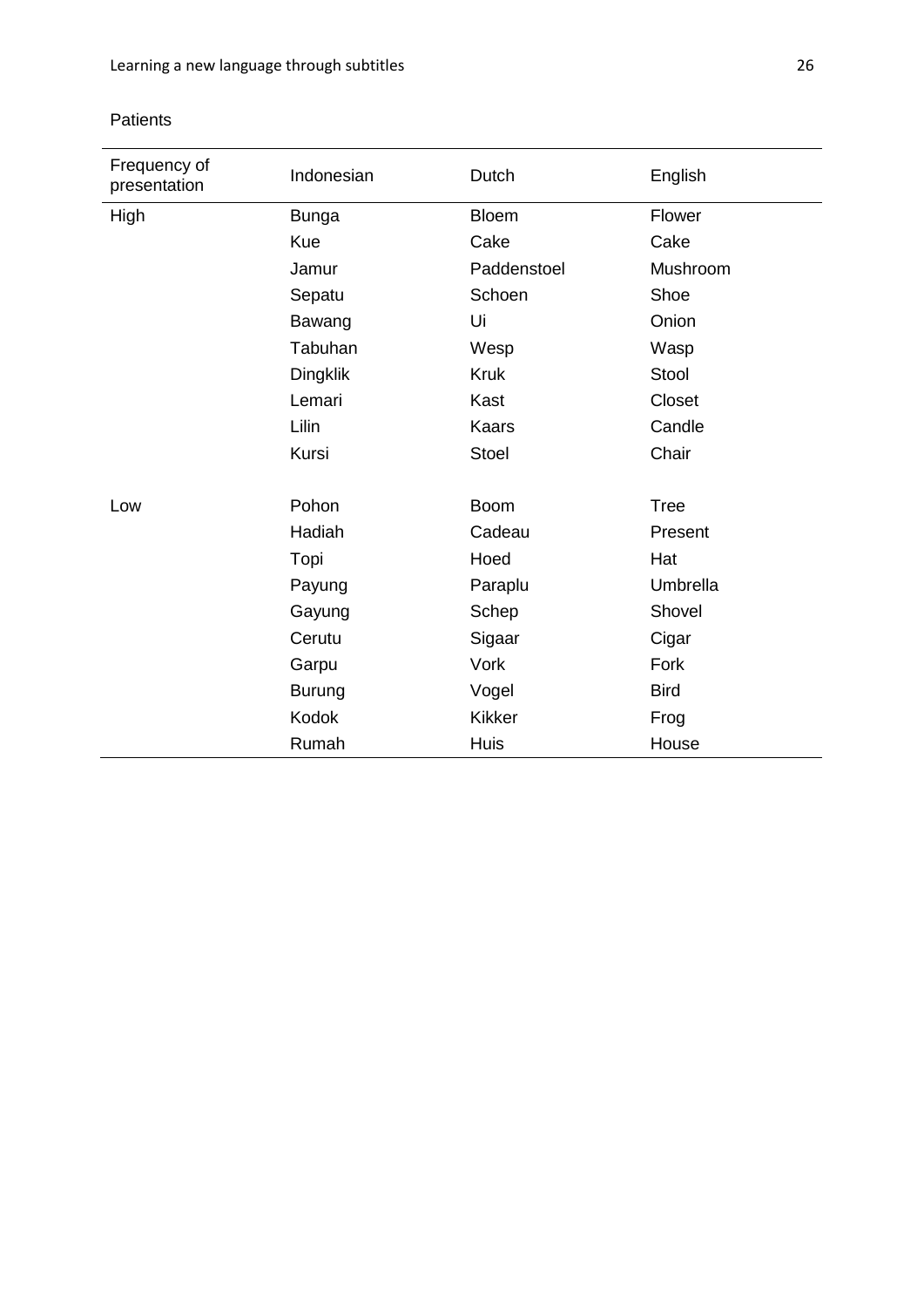Patients

| Frequency of presentation | Indonesian | Dutch | English |
|---|---|---|---|
| High | Bunga | Bloem | Flower |
| | Kue | Cake | Cake |
| | Jamur | Paddenstoel | Mushroom |
| | Sepatu | Schoen | Shoe |
| | Bawang | Ui | Onion |
| | Tabuhan | Wesp | Wasp |
| | Dingklik | Kruk | Stool |
| | Lemari | Kast | Closet |
| | Lilin | Kaars | Candle |
| | Kursi | Stoel | Chair |
| Low | Pohon | Boom | Tree |
| | Hadiah | Cadeau | Present |
| | Topi | Hoed | Hat |
| | Payung | Paraplu | Umbrella |
| | Gayung | Schep | Shovel |
| | Cerutu | Sigaar | Cigar |
| | Garpu | Vork | Fork |
| | Burung | Vogel | Bird |
| | Kodok | Kikker | Frog |
| | Rumah | Huis | House |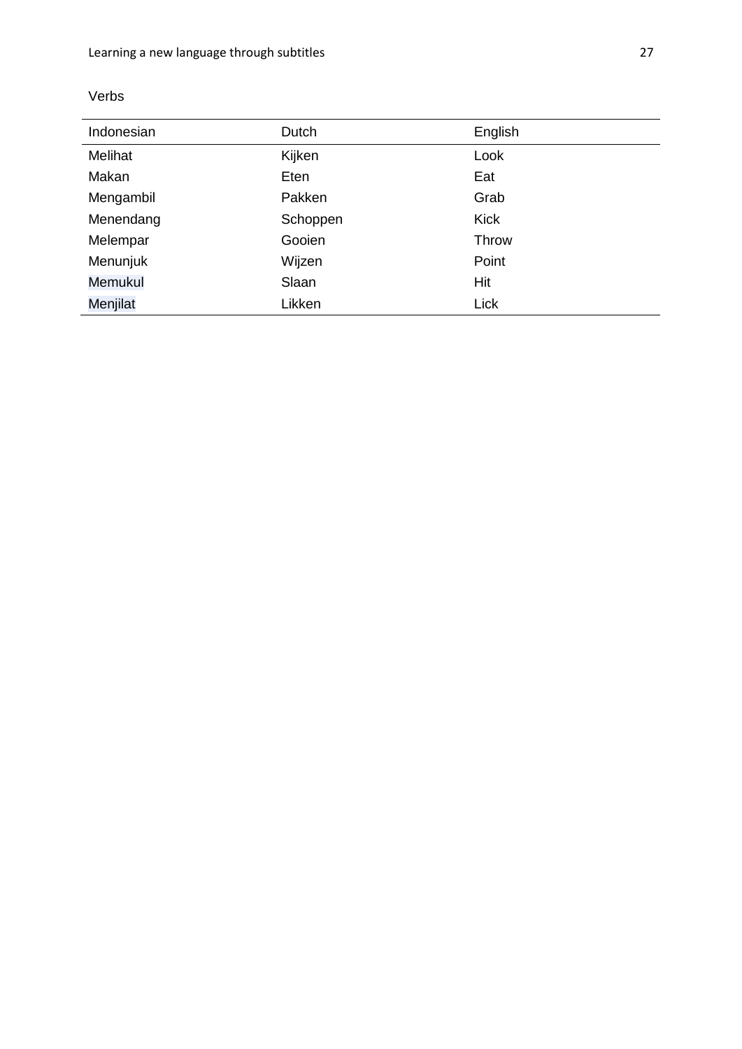Verbs

| Indonesian | Dutch | English |
|---|---|---|
| Melihat | Kijken | Look |
| Makan | Eten | Eat |
| Mengambil | Pakken | Grab |
| Menendang | Schoppen | Kick |
| Melempar | Gooien | Throw |
| Menunjuk | Wijzen | Point |
| Memukul | Slaan | Hit |
| Menjilat | Likken | Lick |